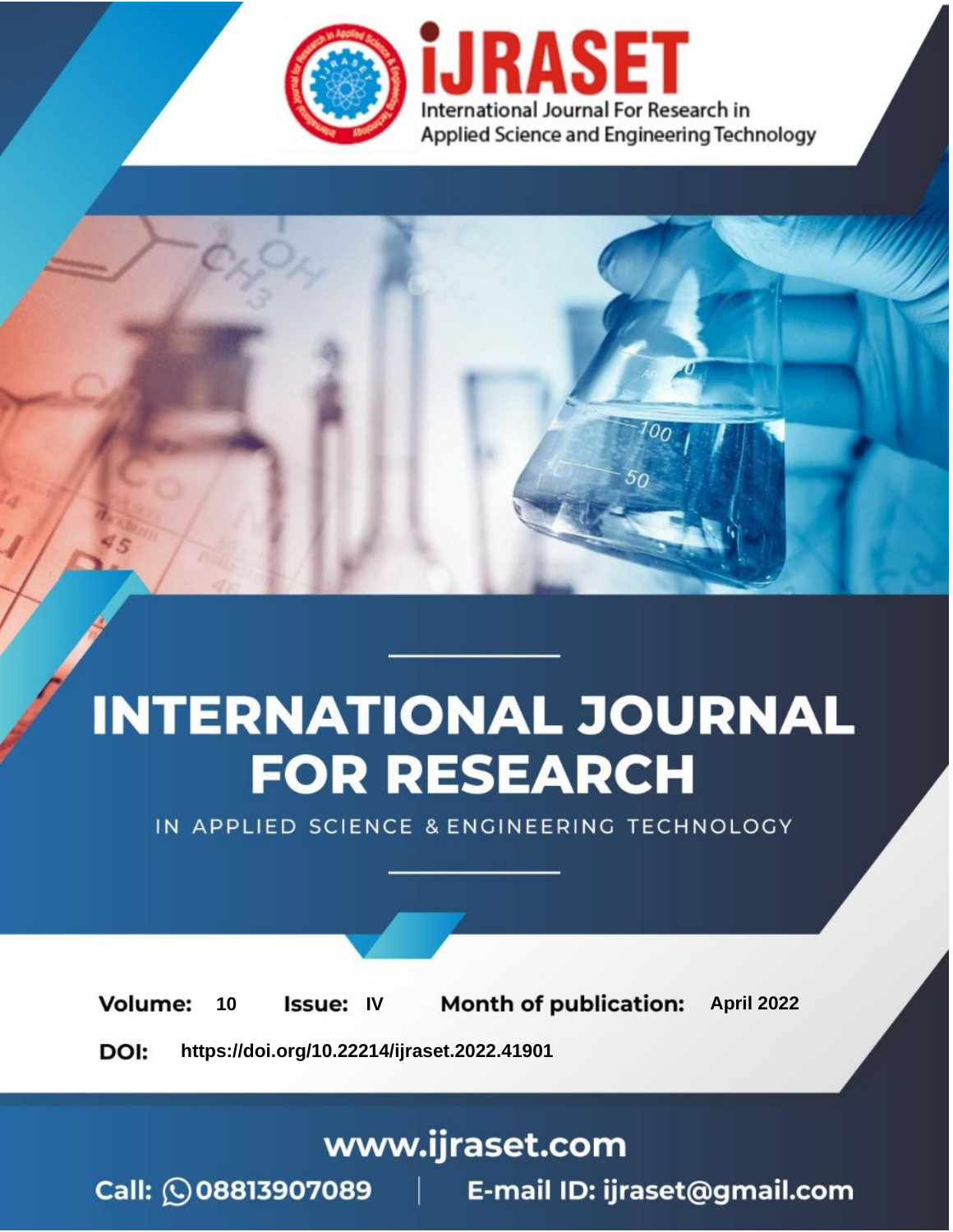iJRASET

International Journal For Research in Applied Science and Engineering Technology

# INTERNATIONAL JOURNAL FOR RESEARCH

IN APPLIED SCIENCE & ENGINEERING TECHNOLOGY

**Volume:** 10 **Issue:** IV **Month of publication:** April 2022

**DOI:** https://doi.org/10.22214/ijraset.2022.41901

www.ijraset.com

Call: 08813907089 | E-mail ID: ijraset@gmail.com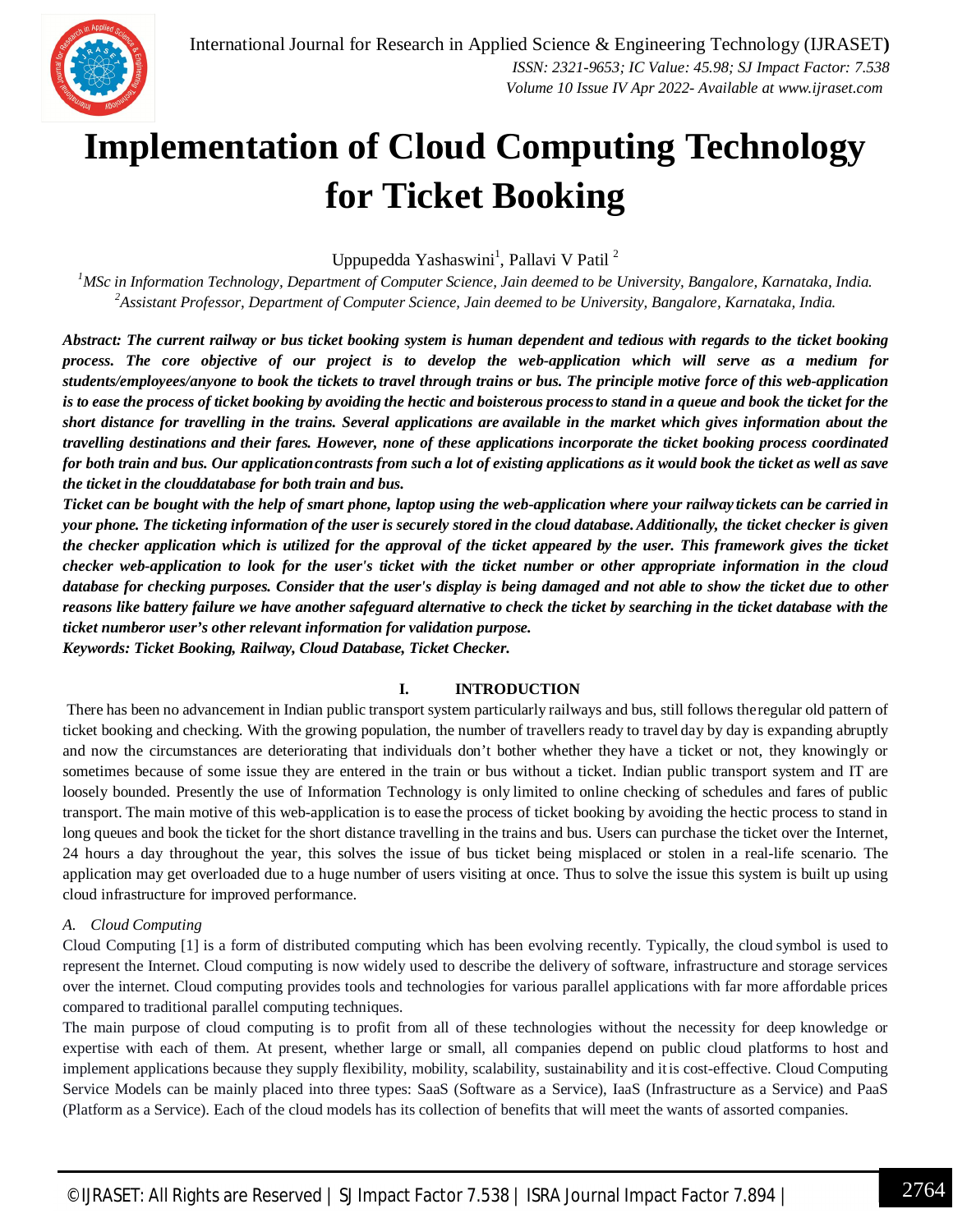# Implementation of Cloud Computing Technology for Ticket Booking

Uppupedda Yashaswini[1], Pallavi V Patil [2]

[1]MSc in Information Technology, Department of Computer Science, Jain deemed to be University, Bangalore, Karnataka, India.
[2]Assistant Professor, Department of Computer Science, Jain deemed to be University, Bangalore, Karnataka, India.

***Abstract: The current railway or bus ticket booking system is human dependent and tedious with regards to the ticket booking process. The core objective of our project is to develop the web-application which will serve as a medium for students/employees/anyone to book the tickets to travel through trains or bus. The principle motive force of this web-application is to ease the process of ticket booking by avoiding the hectic and boisterous process to stand in a queue and book the ticket for the short distance for travelling in the trains. Several applications are available in the market which gives information about the travelling destinations and their fares. However, none of these applications incorporate the ticket booking process coordinated for both train and bus. Our application contrasts from such a lot of existing applications as it would book the ticket as well as save the ticket in the clouddatabase for both train and bus.***

***Ticket can be bought with the help of smart phone, laptop using the web-application where your railway tickets can be carried in your phone. The ticketing information of the user is securely stored in the cloud database. Additionally, the ticket checker is given the checker application which is utilized for the approval of the ticket appeared by the user. This framework gives the ticket checker web-application to look for the user's ticket with the ticket number or other appropriate information in the cloud database for checking purposes. Consider that the user's display is being damaged and not able to show the ticket due to other reasons like battery failure we have another safeguard alternative to check the ticket by searching in the ticket database with the ticket numberor user's other relevant information for validation purpose.***

***Keywords: Ticket Booking, Railway, Cloud Database, Ticket Checker.***

## I. INTRODUCTION

There has been no advancement in Indian public transport system particularly railways and bus, still follows theregular old pattern of ticket booking and checking. With the growing population, the number of travellers ready to travel day by day is expanding abruptly and now the circumstances are deteriorating that individuals don't bother whether they have a ticket or not, they knowingly or sometimes because of some issue they are entered in the train or bus without a ticket. Indian public transport system and IT are loosely bounded. Presently the use of Information Technology is only limited to online checking of schedules and fares of public transport. The main motive of this web-application is to ease the process of ticket booking by avoiding the hectic process to stand in long queues and book the ticket for the short distance travelling in the trains and bus. Users can purchase the ticket over the Internet, 24 hours a day throughout the year, this solves the issue of bus ticket being misplaced or stolen in a real-life scenario. The application may get overloaded due to a huge number of users visiting at once. Thus to solve the issue this system is built up using cloud infrastructure for improved performance.

### *A. Cloud Computing*

Cloud Computing [1] is a form of distributed computing which has been evolving recently. Typically, the cloud symbol is used to represent the Internet. Cloud computing is now widely used to describe the delivery of software, infrastructure and storage services over the internet. Cloud computing provides tools and technologies for various parallel applications with far more affordable prices compared to traditional parallel computing techniques.

The main purpose of cloud computing is to profit from all of these technologies without the necessity for deep knowledge or expertise with each of them. At present, whether large or small, all companies depend on public cloud platforms to host and implement applications because they supply flexibility, mobility, scalability, sustainability and itis cost-effective. Cloud Computing Service Models can be mainly placed into three types: SaaS (Software as a Service), IaaS (Infrastructure as a Service) and PaaS (Platform as a Service). Each of the cloud models has its collection of benefits that will meet the wants of assorted companies.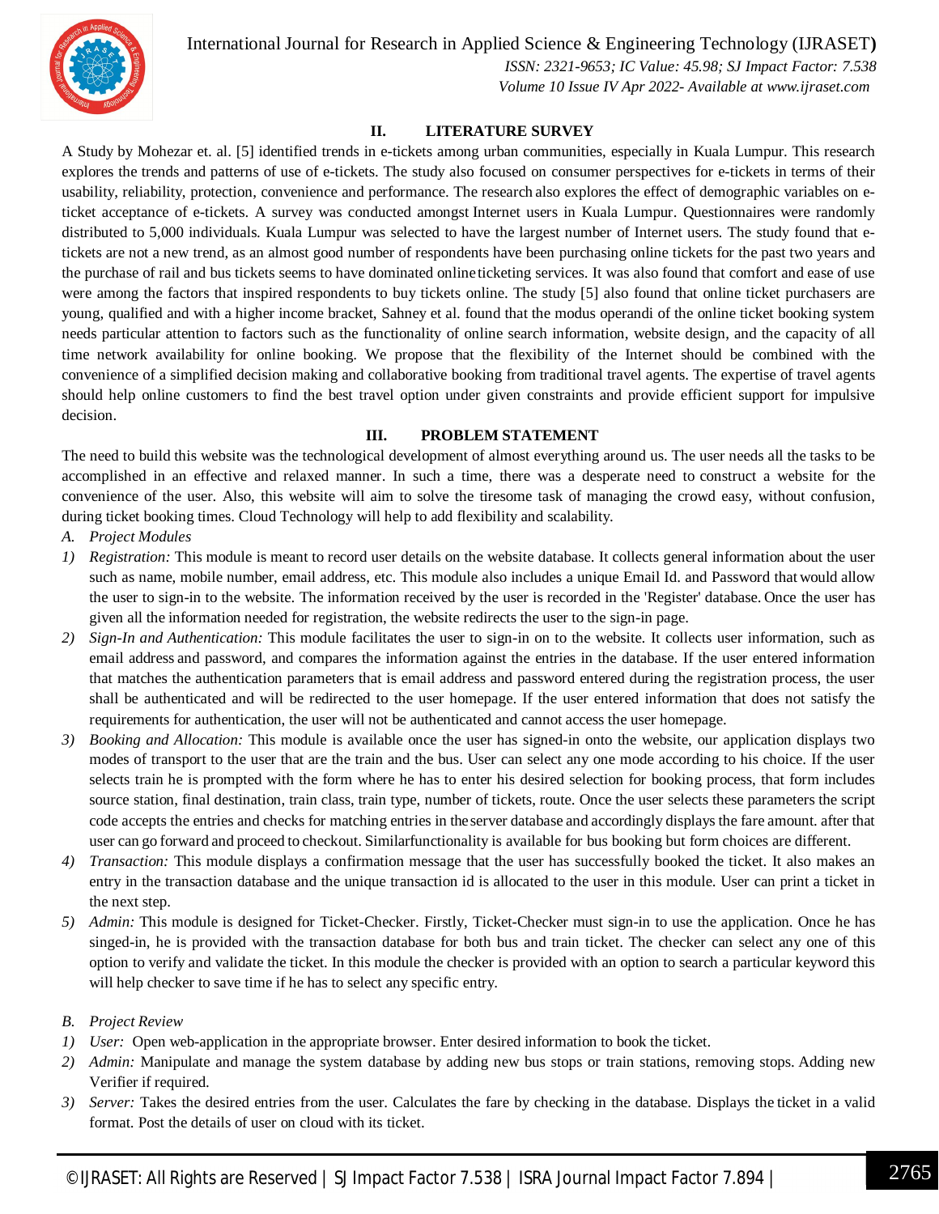## II. LITERATURE SURVEY

A Study by Mohezar et. al. [5] identified trends in e-tickets among urban communities, especially in Kuala Lumpur. This research explores the trends and patterns of use of e-tickets. The study also focused on consumer perspectives for e-tickets in terms of their usability, reliability, protection, convenience and performance. The research also explores the effect of demographic variables on e-ticket acceptance of e-tickets. A survey was conducted amongst Internet users in Kuala Lumpur. Questionnaires were randomly distributed to 5,000 individuals. Kuala Lumpur was selected to have the largest number of Internet users. The study found that e-tickets are not a new trend, as an almost good number of respondents have been purchasing online tickets for the past two years and the purchase of rail and bus tickets seems to have dominated online ticketing services. It was also found that comfort and ease of use were among the factors that inspired respondents to buy tickets online. The study [5] also found that online ticket purchasers are young, qualified and with a higher income bracket, Sahney et al. found that the modus operandi of the online ticket booking system needs particular attention to factors such as the functionality of online search information, website design, and the capacity of all time network availability for online booking. We propose that the flexibility of the Internet should be combined with the convenience of a simplified decision making and collaborative booking from traditional travel agents. The expertise of travel agents should help online customers to find the best travel option under given constraints and provide efficient support for impulsive decision.

## III. PROBLEM STATEMENT

The need to build this website was the technological development of almost everything around us. The user needs all the tasks to be accomplished in an effective and relaxed manner. In such a time, there was a desperate need to construct a website for the convenience of the user. Also, this website will aim to solve the tiresome task of managing the crowd easy, without confusion, during ticket booking times. Cloud Technology will help to add flexibility and scalability.

### A. Project Modules

1) *Registration:* This module is meant to record user details on the website database. It collects general information about the user such as name, mobile number, email address, etc. This module also includes a unique Email Id. and Password that would allow the user to sign-in to the website. The information received by the user is recorded in the 'Register' database. Once the user has given all the information needed for registration, the website redirects the user to the sign-in page.
2) *Sign-In and Authentication:* This module facilitates the user to sign-in on to the website. It collects user information, such as email address and password, and compares the information against the entries in the database. If the user entered information that matches the authentication parameters that is email address and password entered during the registration process, the user shall be authenticated and will be redirected to the user homepage. If the user entered information that does not satisfy the requirements for authentication, the user will not be authenticated and cannot access the user homepage.
3) *Booking and Allocation:* This module is available once the user has signed-in onto the website, our application displays two modes of transport to the user that are the train and the bus. User can select any one mode according to his choice. If the user selects train he is prompted with the form where he has to enter his desired selection for booking process, that form includes source station, final destination, train class, train type, number of tickets, route. Once the user selects these parameters the script code accepts the entries and checks for matching entries in the server database and accordingly displays the fare amount. after that user can go forward and proceed to checkout. Similar functionality is available for bus booking but form choices are different.
4) *Transaction:* This module displays a confirmation message that the user has successfully booked the ticket. It also makes an entry in the transaction database and the unique transaction id is allocated to the user in this module. User can print a ticket in the next step.
5) *Admin:* This module is designed for Ticket-Checker. Firstly, Ticket-Checker must sign-in to use the application. Once he has singed-in, he is provided with the transaction database for both bus and train ticket. The checker can select any one of this option to verify and validate the ticket. In this module the checker is provided with an option to search a particular keyword this will help checker to save time if he has to select any specific entry.

### B. Project Review

1) *User:* Open web-application in the appropriate browser. Enter desired information to book the ticket.
2) *Admin:* Manipulate and manage the system database by adding new bus stops or train stations, removing stops. Adding new Verifier if required.
3) *Server:* Takes the desired entries from the user. Calculates the fare by checking in the database. Displays the ticket in a valid format. Post the details of user on cloud with its ticket.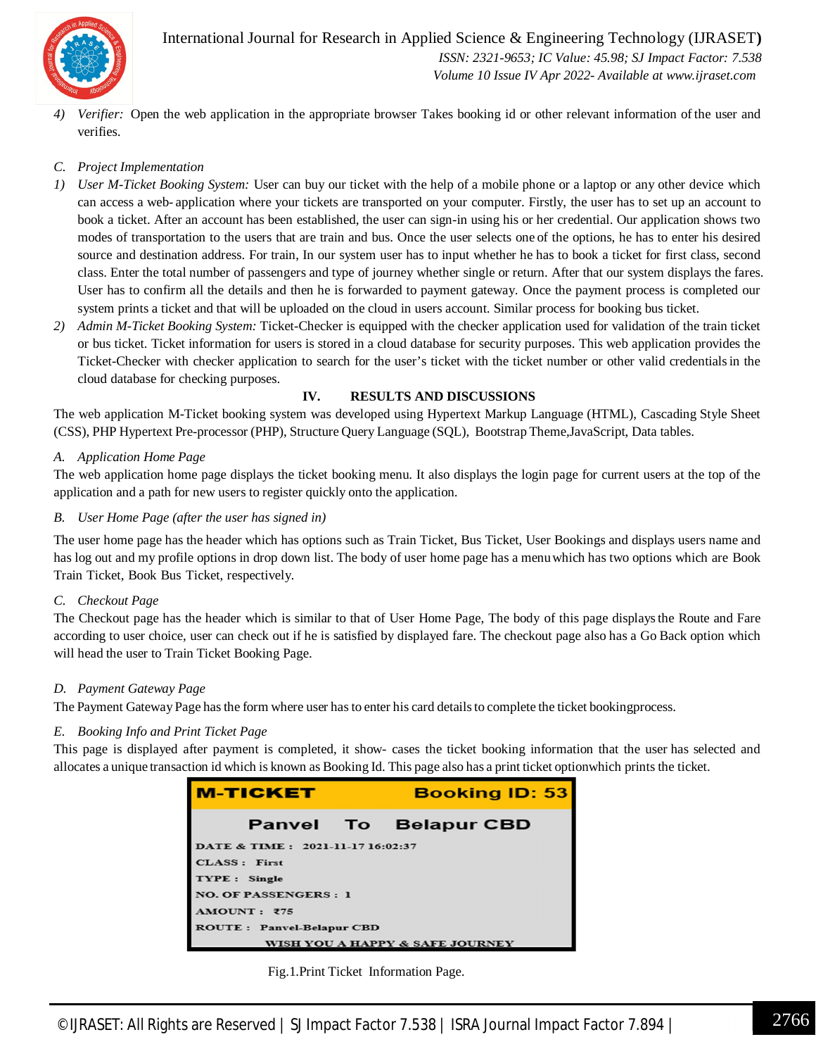4) *Verifier:* Open the web application in the appropriate browser Takes booking id or other relevant information of the user and verifies.

*C. Project Implementation*

1) *User M-Ticket Booking System:* User can buy our ticket with the help of a mobile phone or a laptop or any other device which can access a web- application where your tickets are transported on your computer. Firstly, the user has to set up an account to book a ticket. After an account has been established, the user can sign-in using his or her credential. Our application shows two modes of transportation to the users that are train and bus. Once the user selects one of the options, he has to enter his desired source and destination address. For train, In our system user has to input whether he has to book a ticket for first class, second class. Enter the total number of passengers and type of journey whether single or return. After that our system displays the fares. User has to confirm all the details and then he is forwarded to payment gateway. Once the payment process is completed our system prints a ticket and that will be uploaded on the cloud in users account. Similar process for booking bus ticket.
2) *Admin M-Ticket Booking System:* Ticket-Checker is equipped with the checker application used for validation of the train ticket or bus ticket. Ticket information for users is stored in a cloud database for security purposes. This web application provides the Ticket-Checker with checker application to search for the user's ticket with the ticket number or other valid credentials in the cloud database for checking purposes.

## IV. RESULTS AND DISCUSSIONS

The web application M-Ticket booking system was developed using Hypertext Markup Language (HTML), Cascading Style Sheet (CSS), PHP Hypertext Pre-processor (PHP), Structure Query Language (SQL), Bootstrap Theme,JavaScript, Data tables.

*A. Application Home Page*

The web application home page displays the ticket booking menu. It also displays the login page for current users at the top of the application and a path for new users to register quickly onto the application.

*B. User Home Page (after the user has signed in)*

The user home page has the header which has options such as Train Ticket, Bus Ticket, User Bookings and displays users name and has log out and my profile options in drop down list. The body of user home page has a menu which has two options which are Book Train Ticket, Book Bus Ticket, respectively.

*C. Checkout Page*

The Checkout page has the header which is similar to that of User Home Page, The body of this page displays the Route and Fare according to user choice, user can check out if he is satisfied by displayed fare. The checkout page also has a Go Back option which will head the user to Train Ticket Booking Page.

*D. Payment Gateway Page*

The Payment Gateway Page has the form where user has to enter his card details to complete the ticket bookingprocess.

*E. Booking Info and Print Ticket Page*

This page is displayed after payment is completed, it show- cases the ticket booking information that the user has selected and allocates a unique transaction id which is known as Booking Id. This page also has a print ticket optionwhich prints the ticket.

**M-TICKET** **Booking ID: 53**

**Panvel To Belapur CBD**

**DATE & TIME :** 2021-11-17 16:02:37
**CLASS :** First
**TYPE :** Single
**NO. OF PASSENGERS :** 1
**AMOUNT :** ₹75
**ROUTE :** Panvel-Belapur CBD

WISH YOU A HAPPY & SAFE JOURNEY

Fig.1.Print Ticket Information Page.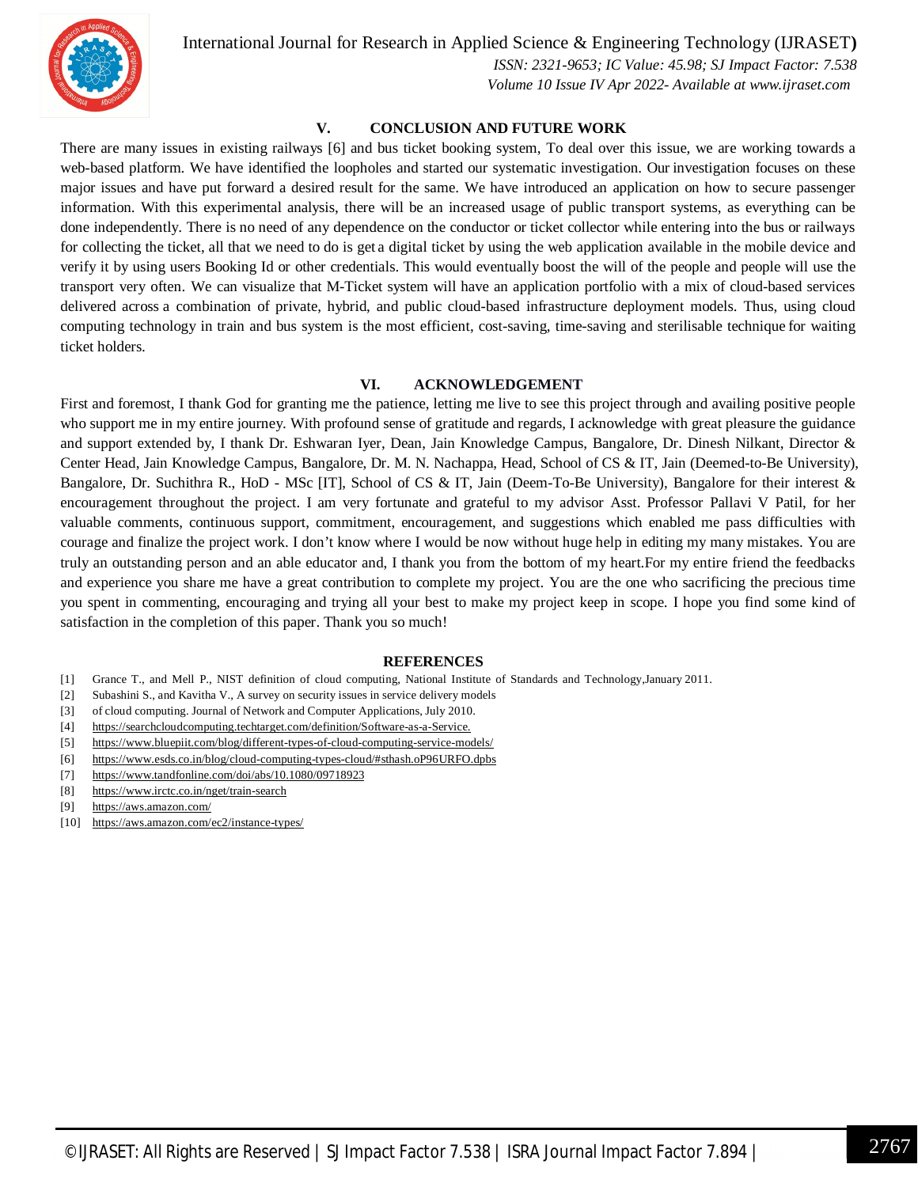## V. CONCLUSION AND FUTURE WORK

There are many issues in existing railways [6] and bus ticket booking system, To deal over this issue, we are working towards a web-based platform. We have identified the loopholes and started our systematic investigation. Our investigation focuses on these major issues and have put forward a desired result for the same. We have introduced an application on how to secure passenger information. With this experimental analysis, there will be an increased usage of public transport systems, as everything can be done independently. There is no need of any dependence on the conductor or ticket collector while entering into the bus or railways for collecting the ticket, all that we need to do is get a digital ticket by using the web application available in the mobile device and verify it by using users Booking Id or other credentials. This would eventually boost the will of the people and people will use the transport very often. We can visualize that M-Ticket system will have an application portfolio with a mix of cloud-based services delivered across a combination of private, hybrid, and public cloud-based infrastructure deployment models. Thus, using cloud computing technology in train and bus system is the most efficient, cost-saving, time-saving and sterilisable technique for waiting ticket holders.

## VI. ACKNOWLEDGEMENT

First and foremost, I thank God for granting me the patience, letting me live to see this project through and availing positive people who support me in my entire journey. With profound sense of gratitude and regards, I acknowledge with great pleasure the guidance and support extended by, I thank Dr. Eshwaran Iyer, Dean, Jain Knowledge Campus, Bangalore, Dr. Dinesh Nilkant, Director & Center Head, Jain Knowledge Campus, Bangalore, Dr. M. N. Nachappa, Head, School of CS & IT, Jain (Deemed-to-Be University), Bangalore, Dr. Suchithra R., HoD - MSc [IT], School of CS & IT, Jain (Deem-To-Be University), Bangalore for their interest & encouragement throughout the project. I am very fortunate and grateful to my advisor Asst. Professor Pallavi V Patil, for her valuable comments, continuous support, commitment, encouragement, and suggestions which enabled me pass difficulties with courage and finalize the project work. I don't know where I would be now without huge help in editing my many mistakes. You are truly an outstanding person and an able educator and, I thank you from the bottom of my heart.For my entire friend the feedbacks and experience you share me have a great contribution to complete my project. You are the one who sacrificing the precious time you spent in commenting, encouraging and trying all your best to make my project keep in scope. I hope you find some kind of satisfaction in the completion of this paper. Thank you so much!

## REFERENCES

[1] Grance T., and Mell P., NIST definition of cloud computing, National Institute of Standards and Technology,January 2011.

[2] Subashini S., and Kavitha V., A survey on security issues in service delivery models

[3] of cloud computing. Journal of Network and Computer Applications, July 2010.

[4] https://searchcloudcomputing.techtarget.com/definition/Software-as-a-Service.

[5] https://www.bluepiit.com/blog/different-types-of-cloud-computing-service-models/

[6] https://www.esds.co.in/blog/cloud-computing-types-cloud/#sthash.oP96URFO.dpbs

[7] https://www.tandfonline.com/doi/abs/10.1080/09718923

[8] https://www.irctc.co.in/nget/train-search

[9] https://aws.amazon.com/

[10] https://aws.amazon.com/ec2/instance-types/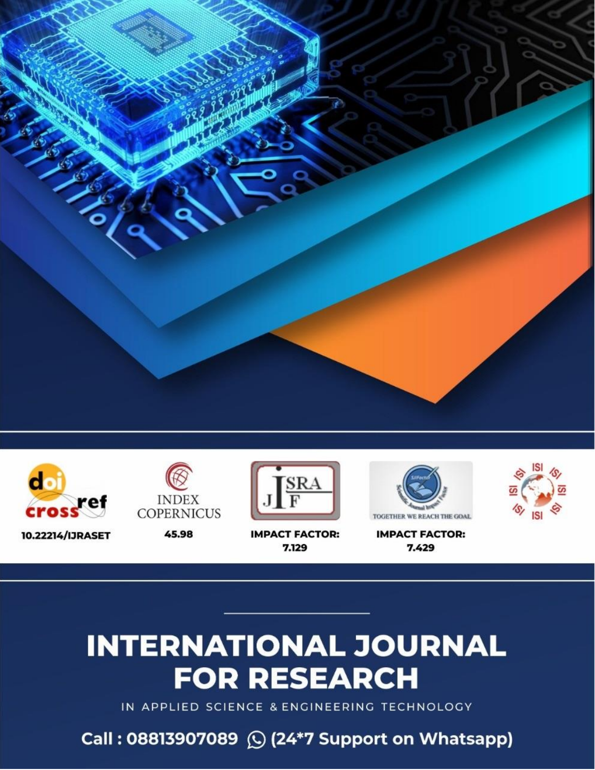10.22214/IJRASET

INDEX COPERNICUS

45.98

IMPACT FACTOR: 7.129

IMPACT FACTOR: 7.429

TOGETHER WE REACH THE GOAL

# INTERNATIONAL JOURNAL FOR RESEARCH

IN APPLIED SCIENCE & ENGINEERING TECHNOLOGY

Call : 08813907089 (24*7 Support on Whatsapp)